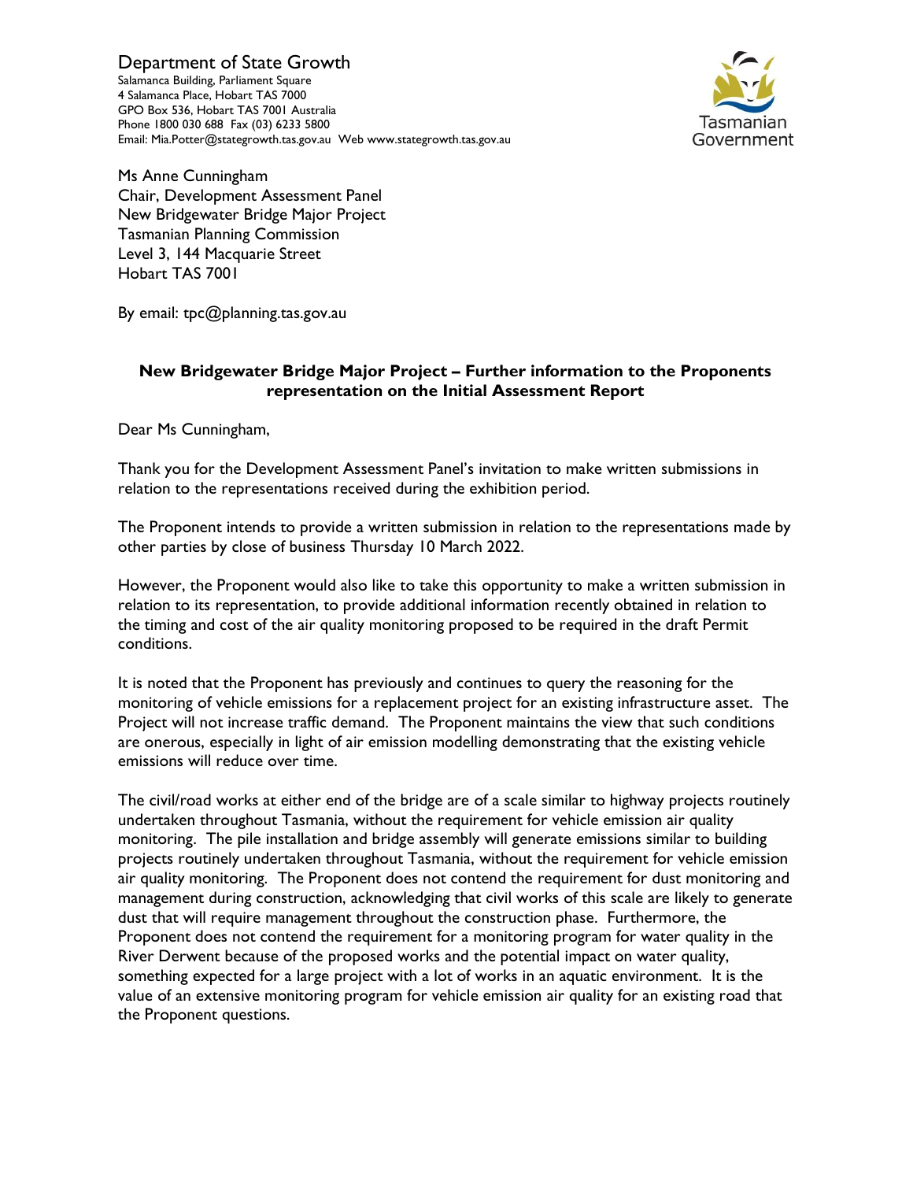Department of State Growth
Salamanca Building, Parliament Square
4 Salamanca Place, Hobart TAS 7000
GPO Box 536, Hobart TAS 7001 Australia
Phone 1800 030 688 Fax (03) 6233 5800
Email: Mia.Potter@stategrowth.tas.gov.au Web www.stategrowth.tas.gov.au

Tasmanian Government

Ms Anne Cunningham
Chair, Development Assessment Panel
New Bridgewater Bridge Major Project
Tasmanian Planning Commission
Level 3, 144 Macquarie Street
Hobart TAS 7001

By email: tpc@planning.tas.gov.au

**New Bridgewater Bridge Major Project – Further information to the Proponents representation on the Initial Assessment Report**

Dear Ms Cunningham,

Thank you for the Development Assessment Panel's invitation to make written submissions in relation to the representations received during the exhibition period.

The Proponent intends to provide a written submission in relation to the representations made by other parties by close of business Thursday 10 March 2022.

However, the Proponent would also like to take this opportunity to make a written submission in relation to its representation, to provide additional information recently obtained in relation to the timing and cost of the air quality monitoring proposed to be required in the draft Permit conditions.

It is noted that the Proponent has previously and continues to query the reasoning for the monitoring of vehicle emissions for a replacement project for an existing infrastructure asset. The Project will not increase traffic demand. The Proponent maintains the view that such conditions are onerous, especially in light of air emission modelling demonstrating that the existing vehicle emissions will reduce over time.

The civil/road works at either end of the bridge are of a scale similar to highway projects routinely undertaken throughout Tasmania, without the requirement for vehicle emission air quality monitoring. The pile installation and bridge assembly will generate emissions similar to building projects routinely undertaken throughout Tasmania, without the requirement for vehicle emission air quality monitoring. The Proponent does not contend the requirement for dust monitoring and management during construction, acknowledging that civil works of this scale are likely to generate dust that will require management throughout the construction phase. Furthermore, the Proponent does not contend the requirement for a monitoring program for water quality in the River Derwent because of the proposed works and the potential impact on water quality, something expected for a large project with a lot of works in an aquatic environment. It is the value of an extensive monitoring program for vehicle emission air quality for an existing road that the Proponent questions.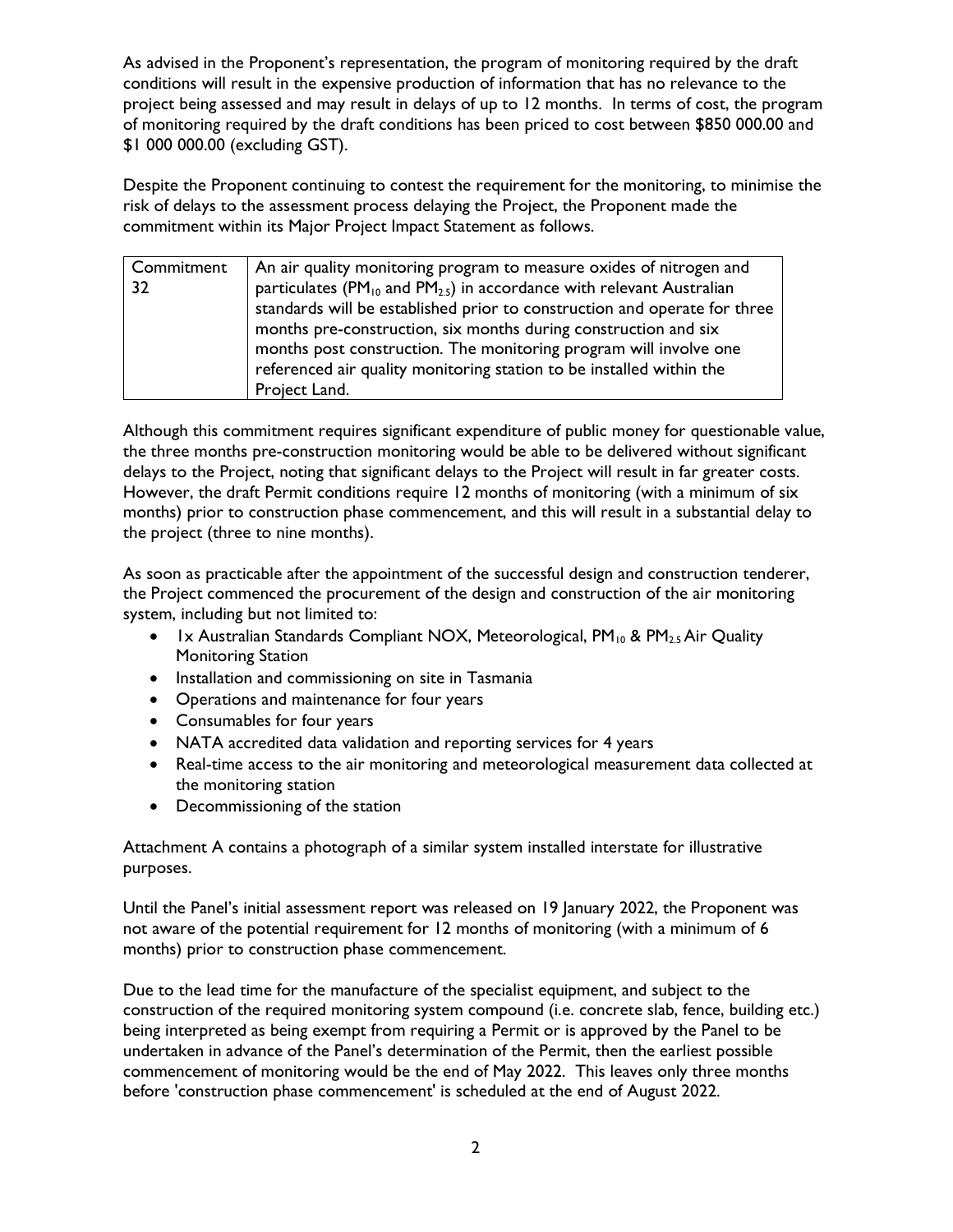As advised in the Proponent's representation, the program of monitoring required by the draft conditions will result in the expensive production of information that has no relevance to the project being assessed and may result in delays of up to 12 months. In terms of cost, the program of monitoring required by the draft conditions has been priced to cost between $850 000.00 and $1 000 000.00 (excluding GST).

Despite the Proponent continuing to contest the requirement for the monitoring, to minimise the risk of delays to the assessment process delaying the Project, the Proponent made the commitment within its Major Project Impact Statement as follows.

| Commitment 32 | An air quality monitoring program to measure oxides of nitrogen and particulates ($PM_{10}$ and $PM_{2.5}$) in accordance with relevant Australian standards will be established prior to construction and operate for three months pre-construction, six months during construction and six months post construction. The monitoring program will involve one referenced air quality monitoring station to be installed within the Project Land. |
|---|---|

Although this commitment requires significant expenditure of public money for questionable value, the three months pre-construction monitoring would be able to be delivered without significant delays to the Project, noting that significant delays to the Project will result in far greater costs. However, the draft Permit conditions require 12 months of monitoring (with a minimum of six months) prior to construction phase commencement, and this will result in a substantial delay to the project (three to nine months).

As soon as practicable after the appointment of the successful design and construction tenderer, the Project commenced the procurement of the design and construction of the air monitoring system, including but not limited to:

- 1x Australian Standards Compliant NOX, Meteorological, $PM_{10}$ & $PM_{2.5}$ Air Quality Monitoring Station
- Installation and commissioning on site in Tasmania
- Operations and maintenance for four years
- Consumables for four years
- NATA accredited data validation and reporting services for 4 years
- Real-time access to the air monitoring and meteorological measurement data collected at the monitoring station
- Decommissioning of the station

Attachment A contains a photograph of a similar system installed interstate for illustrative purposes.

Until the Panel's initial assessment report was released on 19 January 2022, the Proponent was not aware of the potential requirement for 12 months of monitoring (with a minimum of 6 months) prior to construction phase commencement.

Due to the lead time for the manufacture of the specialist equipment, and subject to the construction of the required monitoring system compound (i.e. concrete slab, fence, building etc.) being interpreted as being exempt from requiring a Permit or is approved by the Panel to be undertaken in advance of the Panel's determination of the Permit, then the earliest possible commencement of monitoring would be the end of May 2022. This leaves only three months before 'construction phase commencement' is scheduled at the end of August 2022.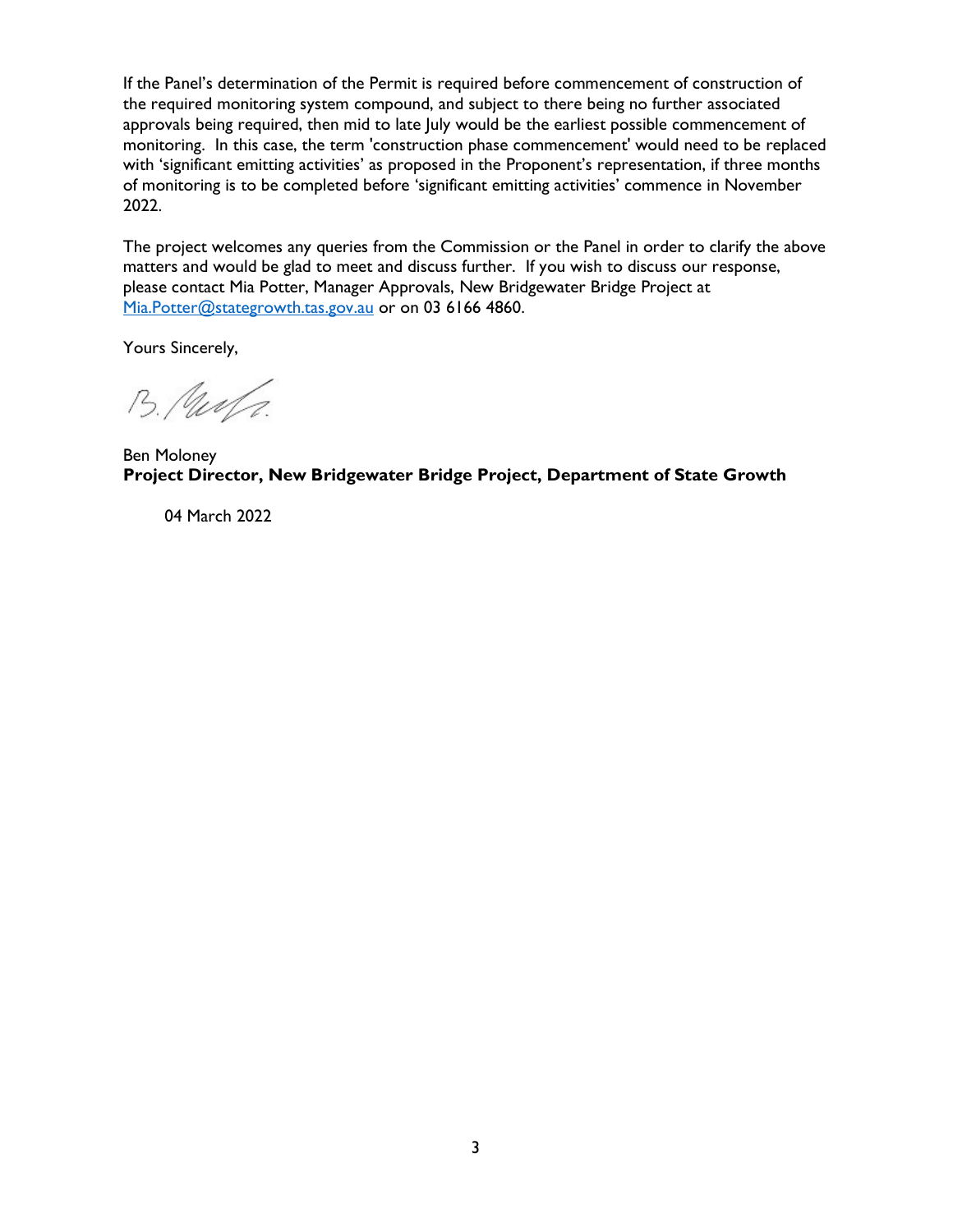If the Panel's determination of the Permit is required before commencement of construction of the required monitoring system compound, and subject to there being no further associated approvals being required, then mid to late July would be the earliest possible commencement of monitoring. In this case, the term 'construction phase commencement' would need to be replaced with 'significant emitting activities' as proposed in the Proponent's representation, if three months of monitoring is to be completed before 'significant emitting activities' commence in November 2022.

The project welcomes any queries from the Commission or the Panel in order to clarify the above matters and would be glad to meet and discuss further. If you wish to discuss our response, please contact Mia Potter, Manager Approvals, New Bridgewater Bridge Project at Mia.Potter@stategrowth.tas.gov.au or on 03 6166 4860.

Yours Sincerely,

Ben Moloney
**Project Director, New Bridgewater Bridge Project, Department of State Growth**

04 March 2022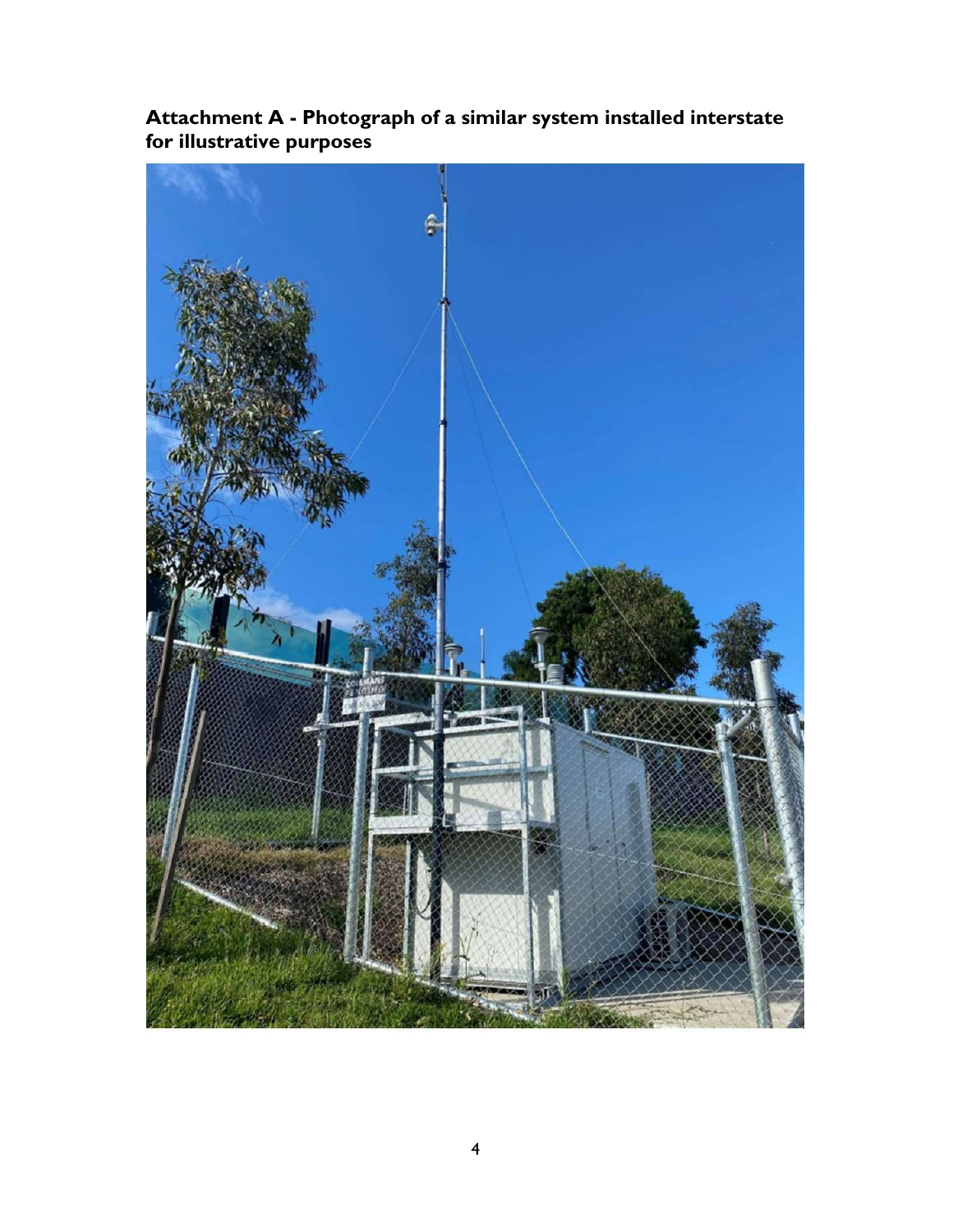**Attachment A - Photograph of a similar system installed interstate for illustrative purposes**